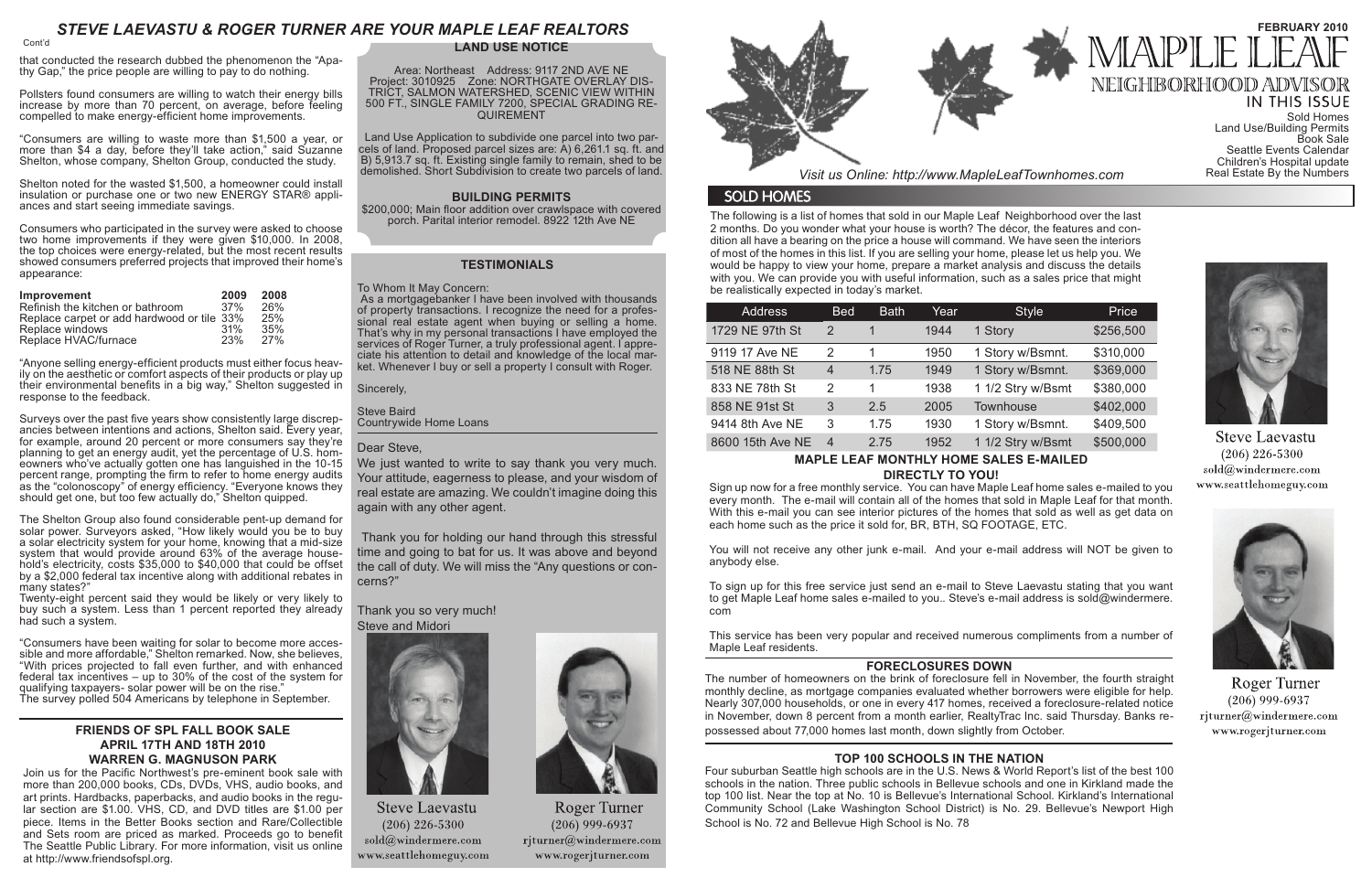# STEVE LAEVASTU & ROGER TURNER ARE YOUR MAPLE LEAF REALTORS

Cont'd

that conducted the research dubbed the phenomenon the "Apathy Gap," the price people are willing to pay to do nothing.

Pollsters found consumers are willing to watch their energy bills increase by more than 70 percent, on average, before feeling compelled to make energy-efficient home improvements.

"Consumers are willing to waste more than $1,500 a year, or more than $4 a day, before they'll take action," said Suzanne Shelton, whose company, Shelton Group, conducted the study.

Shelton noted for the wasted $1,500, a homeowner could install insulation or purchase one or two new ENERGY STAR® appliances and start seeing immediate savings.

Consumers who participated in the survey were asked to choose two home improvements if they were given $10,000. In 2008, the top choices were energy-related, but the most recent results showed consumers preferred projects that improved their home's appearance:

| Improvement | 2009 | 2008 |
|---|---|---|
| Refinish the kitchen or bathroom | 37% | 26% |
| Replace carpet or add hardwood or tile | 33% | 25% |
| Replace windows | 31% | 35% |
| Replace HVAC/furnace | 23% | 27% |

"Anyone selling energy-efficient products must either focus heavily on the aesthetic or comfort aspects of their products or play up their environmental benefits in a big way," Shelton suggested in response to the feedback.

Surveys over the past five years show consistently large discrepancies between intentions and actions, Shelton said. Every year, for example, around 20 percent or more consumers say they're planning to get an energy audit, yet the percentage of U.S. homeowners who've actually gotten one has languished in the 10-15 percent range, prompting the firm to refer to home energy audits as the "colonoscopy" of energy efficiency. "Everyone knows they should get one, but too few actually do," Shelton quipped.

The Shelton Group also found considerable pent-up demand for solar power. Surveyors asked, "How likely would you be to buy a solar electricity system for your home, knowing that a mid-size system that would provide around 63% of the average household's electricity, costs $35,000 to $40,000 that could be offset by a $2,000 federal tax incentive along with additional rebates in many states?"

Twenty-eight percent said they would be likely or very likely to buy such a system. Less than 1 percent reported they already had such a system.

"Consumers have been waiting for solar to become more accessible and more affordable," Shelton remarked. Now, she believes, "With prices projected to fall even further, and with enhanced federal tax incentives – up to 30% of the cost of the system for qualifying taxpayers- solar power will be on the rise."

The survey polled 504 Americans by telephone in September.

### FRIENDS OF SPL FALL BOOK SALE
### APRIL 17TH AND 18TH 2010
### WARREN G. MAGNUSON PARK

Join us for the Pacific Northwest's pre-eminent book sale with more than 200,000 books, CDs, DVDs, VHS, audio books, and art prints. Hardbacks, paperbacks, and audio books in the regular section are $1.00. VHS, CD, and DVD titles are $1.00 per piece. Items in the Better Books section and Rare/Collectible and Sets room are priced as marked. Proceeds go to benefit The Seattle Public Library. For more information, visit us online at http://www.friendsofspl.org.

### LAND USE NOTICE

Area: Northeast Address: 9117 2ND AVE NE
Project: 3010925 Zone: NORTHGATE OVERLAY DISTRICT, SALMON WATERSHED, SCENIC VIEW WITHIN 500 FT., SINGLE FAMILY 7200, SPECIAL GRADING REQUIREMENT

Land Use Application to subdivide one parcel into two parcels of land. Proposed parcel sizes are: A) 6,261.1 sq. ft. and B) 5,913.7 sq. ft. Existing single family to remain, shed to be demolished. Short Subdivision to create two parcels of land.

### BUILDING PERMITS

$200,000; Main floor addition over crawlspace with covered porch. Parital interior remodel. 8922 12th Ave NE

### TESTIMONIALS

To Whom It May Concern:

As a mortgagebanker I have been involved with thousands of property transactions. I recognize the need for a professional real estate agent when buying or selling a home. That's why in my personal transactions I have employed the services of Roger Turner, a truly professional agent. I appreciate his attention to detail and knowledge of the local market. Whenever I buy or sell a property I consult with Roger.

Sincerely,

Steve Baird
Countrywide Home Loans

Dear Steve,

We just wanted to write to say thank you very much. Your attitude, eagerness to please, and your wisdom of real estate are amazing. We couldn't imagine doing this again with any other agent.

Thank you for holding our hand through this stressful time and going to bat for us. It was above and beyond the call of duty. We will miss the "Any questions or concerns?"

Thank you so very much!
Steve and Midori

Steve Laevastu
(206) 226-5300
sold@windermere.com
www.seattlehomeguy.com

Roger Turner
(206) 999-6937
rjturner@windermere.com
www.rogerjturner.com

# MAPLE LEAF NEIGHBORHOOD ADVISOR

FEBRUARY 2010

## IN THIS ISSUE

Sold Homes
Land Use/Building Permits
Book Sale
Seattle Events Calendar
Children's Hospital update
Real Estate By the Numbers

*Visit us Online: http://www.MapleLeafTownhomes.com*

## SOLD HOMES

The following is a list of homes that sold in our Maple Leaf Neighborhood over the last 2 months. Do you wonder what your house is worth? The décor, the features and condition all have a bearing on the price a house will command. We have seen the interiors of most of the homes in this list. If you are selling your home, please let us help you. We would be happy to view your home, prepare a market analysis and discuss the details with you. We can provide you with useful information, such as a sales price that might be realistically expected in today's market.

| Address | Bed | Bath | Year | Style | Price |
|---|---|---|---|---|---|
| 1729 NE 97th St | 2 | 1 | 1944 | 1 Story | $256,500 |
| 9119 17 Ave NE | 2 | 1 | 1950 | 1 Story w/Bsmnt. | $310,000 |
| 518 NE 88th St | 4 | 1.75 | 1949 | 1 Story w/Bsmnt. | $369,000 |
| 833 NE 78th St | 2 | 1 | 1938 | 1 1/2 Stry w/Bsmt | $380,000 |
| 858 NE 91st St | 3 | 2.5 | 2005 | Townhouse | $402,000 |
| 9414 8th Ave NE | 3 | 1.75 | 1930 | 1 Story w/Bsmnt. | $409,500 |
| 8600 15th Ave NE | 4 | 2.75 | 1952 | 1 1/2 Stry w/Bsmt | $500,000 |

### MAPLE LEAF MONTHLY HOME SALES E-MAILED DIRECTLY TO YOU!

Sign up now for a free monthly service. You can have Maple Leaf home sales e-mailed to you every month. The e-mail will contain all of the homes that sold in Maple Leaf for that month. With this e-mail you can see interior pictures of the homes that sold as well as get data on each home such as the price it sold for, BR, BTH, SQ FOOTAGE, ETC.

You will not receive any other junk e-mail. And your e-mail address will NOT be given to anybody else.

To sign up for this free service just send an e-mail to Steve Laevastu stating that you want to get Maple Leaf home sales e-mailed to you.. Steve's e-mail address is sold@windermere.com

This service has been very popular and received numerous compliments from a number of Maple Leaf residents.

### FORECLOSURES DOWN

The number of homeowners on the brink of foreclosure fell in November, the fourth straight monthly decline, as mortgage companies evaluated whether borrowers were eligible for help. Nearly 307,000 households, or one in every 417 homes, received a foreclosure-related notice in November, down 8 percent from a month earlier, RealtyTrac Inc. said Thursday. Banks repossessed about 77,000 homes last month, down slightly from October.

### TOP 100 SCHOOLS IN THE NATION

Four suburban Seattle high schools are in the U.S. News & World Report's list of the best 100 schools in the nation. Three public schools in Bellevue schools and one in Kirkland made the top 100 list. Near the top at No. 10 is Bellevue's International School. Kirkland's International Community School (Lake Washington School District) is No. 29. Bellevue's Newport High School is No. 72 and Bellevue High School is No. 78

Steve Laevastu
(206) 226-5300
sold@windermere.com
www.seattlehomeguy.com

Roger Turner
(206) 999-6937
rjturner@windermere.com
www.rogerjturner.com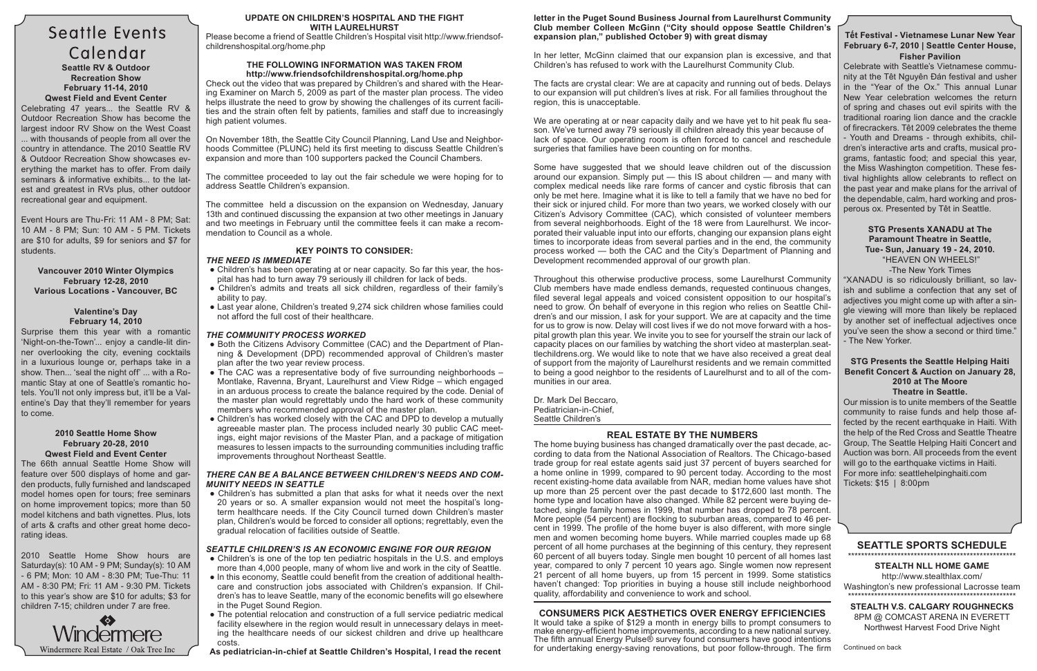# Seattle Events Calendar

### Seattle RV & Outdoor Recreation Show
**February 11-14, 2010**
**Qwest Field and Event Center**

Celebrating 47 years... the Seattle RV & Outdoor Recreation Show has become the largest indoor RV Show on the West Coast ... with thousands of people from all over the country in attendance. The 2010 Seattle RV & Outdoor Recreation Show showcases everything the market has to offer. From daily seminars & informative exhibits... to the latest and greatest in RVs plus, other outdoor recreational gear and equipment.

Event Hours are Thu-Fri: 11 AM - 8 PM; Sat: 10 AM - 8 PM; Sun: 10 AM - 5 PM. Tickets are $10 for adults, $9 for seniors and $7 for students.

### Vancouver 2010 Winter Olympics
**February 12-28, 2010**
**Various Locations - Vancouver, BC**

### Valentine's Day
**February 14, 2010**

Surprise them this year with a romantic 'Night-on-the-Town'... enjoy a candle-lit dinner overlooking the city, evening cocktails in a luxurious lounge or, perhaps take in a show. Then... 'seal the night off' ... with a Romantic Stay at one of Seattle's romantic hotels. You'll not only impress but, it'll be a Valentine's Day that they'll remember for years to come.

### 2010 Seattle Home Show
**February 20-28, 2010**
**Qwest Field and Event Center**

The 66th annual Seattle Home Show will feature over 500 displays of home and garden products, fully furnished and landscaped model homes open for tours; free seminars on home improvement topics; more than 50 model kitchens and bath vignettes. Plus, lots of arts & crafts and other great home decorating ideas.

2010 Seattle Home Show hours are Saturday(s): 10 AM - 9 PM; Sunday(s): 10 AM - 6 PM; Mon: 10 AM - 8:30 PM; Tue-Thu: 11 AM - 8:30 PM; Fri: 11 AM - 9:30 PM. Tickets to this year's show are $10 for adults; $3 for children 7-15; children under 7 are free.

Windermere

Windermere Real Estate / Oak Tree Inc

## UPDATE ON CHILDREN'S HOSPITAL AND THE FIGHT WITH LAURELHURST

Please become a friend of Seattle Children's Hospital visit http://www.friendsofchildrenshospital.org/home.php

### THE FOLLOWING INFORMATION WAS TAKEN FROM http://www.friendsofchildrenshospital.org/home.php

Check out the video that was prepared by Children's and shared with the Hearing Examiner on March 5, 2009 as part of the master plan process. The video helps illustrate the need to grow by showing the challenges of its current facilities and the strain often felt by patients, families and staff due to increasingly high patient volumes.

On November 18th, the Seattle City Council Planning, Land Use and Neighborhoods Committee (PLUNC) held its first meeting to discuss Seattle Children's expansion and more than 100 supporters packed the Council Chambers.

The committee proceeded to lay out the fair schedule we were hoping for to address Seattle Children's expansion.

The committee held a discussion on the expansion on Wednesday, January 13th and continued discussing the expansion at two other meetings in January and two meetings in February until the committee feels it can make a recommendation to Council as a whole.

### KEY POINTS TO CONSIDER:

***THE NEED IS IMMEDIATE***

- Children's has been operating at or near capacity. So far this year, the hospital has had to turn away 79 seriously ill children for lack of beds.
- Children's admits and treats all sick children, regardless of their family's ability to pay.
- Last year alone, Children's treated 9,274 sick children whose families could not afford the full cost of their healthcare.

***THE COMMUNITY PROCESS WORKED***

- Both the Citizens Advisory Committee (CAC) and the Department of Planning & Development (DPD) recommended approval of Children's master plan after the two year review process.
- The CAC was a representative body of five surrounding neighborhoods – Montlake, Ravenna, Bryant, Laurelhurst and View Ridge – which engaged in an arduous process to create the balance required by the code. Denial of the master plan would regrettably undo the hard work of these community members who recommended approval of the master plan.
- Children's has worked closely with the CAC and DPD to develop a mutually agreeable master plan. The process included nearly 30 public CAC meetings, eight major revisions of the Master Plan, and a package of mitigation measures to lessen impacts to the surrounding communities including traffic improvements throughout Northeast Seattle.

***THERE CAN BE A BALANCE BETWEEN CHILDREN'S NEEDS AND COMMUNITY NEEDS IN SEATTLE***

- Children's has submitted a plan that asks for what it needs over the next 20 years or so. A smaller expansion would not meet the hospital's long-term healthcare needs. If the City Council turned down Children's master plan, Children's would be forced to consider all options; regrettably, even the gradual relocation of facilities outside of Seattle.

***SEATTLE CHILDREN'S IS AN ECONOMIC ENGINE FOR OUR REGION***

- Children's is one of the top ten pediatric hospitals in the U.S. and employs more than 4,000 people, many of whom live and work in the city of Seattle.
- In this economy, Seattle could benefit from the creation of additional healthcare and construction jobs associated with Children's expansion. If Children's has to leave Seattle, many of the economic benefits will go elsewhere in the Puget Sound Region.
- The potential relocation and construction of a full service pediatric medical facility elsewhere in the region would result in unnecessary delays in meeting the healthcare needs of our sickest children and drive up healthcare costs.

**As pediatrician-in-chief at Seattle Children's Hospital, I read the recent letter in the Puget Sound Business Journal from Laurelhurst Community Club member Colleen McGinn ("City should oppose Seattle Children's expansion plan," published October 9) with great dismay**

In her letter, McGinn claimed that our expansion plan is excessive, and that Children's has refused to work with the Laurelhurst Community Club.

The facts are crystal clear: We are at capacity and running out of beds. Delays to our expansion will put children's lives at risk. For all families throughout the region, this is unacceptable.

We are operating at or near capacity daily and we have yet to hit peak flu season. We've turned away 79 seriously ill children already this year because of lack of space. Our operating room is often forced to cancel and reschedule surgeries that families have been counting on for months.

Some have suggested that we should leave children out of the discussion around our expansion. Simply put — this IS about children — and many with complex medical needs like rare forms of cancer and cystic fibrosis that can only be met here. Imagine what it is like to tell a family that we have no bed for their sick or injured child. For more than two years, we worked closely with our Citizen's Advisory Committee (CAC), which consisted of volunteer members from several neighborhoods. Eight of the 18 were from Laurelhurst. We incorporated their valuable input into our efforts, changing our expansion plans eight times to incorporate ideas from several parties and in the end, the community process worked — both the CAC and the City's Department of Planning and Development recommended approval of our growth plan.

Throughout this otherwise productive process, some Laurelhurst Community Club members have made endless demands, requested continuous changes, filed several legal appeals and voiced consistent opposition to our hospital's need to grow. On behalf of everyone in this region who relies on Seattle Children's and our mission, I ask for your support. We are at capacity and the time for us to grow is now. Delay will cost lives if we do not move forward with a hospital growth plan this year. We invite you to see for yourself the strain our lack of capacity places on our families by watching the short video at masterplan.seattlechildrens.org. We would like to note that we have also received a great deal of support from the majority of Laurelhurst residents and we remain committed to being a good neighbor to the residents of Laurelhurst and to all of the communities in our area.

Dr. Mark Del Beccaro,
Pediatrician-in-Chief,
Seattle Children's

## REAL ESTATE BY THE NUMBERS

The home buying business has changed dramatically over the past decade, according to data from the National Association of Realtors. The Chicago-based trade group for real estate agents said just 37 percent of buyers searched for a home online in 1999, compared to 90 percent today. According to the most recent existing-home data available from NAR, median home values have shot up more than 25 percent over the past decade to $172,600 last month. The home type and location have also changed. While 82 percent were buying detached, single family homes in 1999, that number has dropped to 78 percent. More people (54 percent) are flocking to suburban areas, compared to 46 percent in 1999. The profile of the home buyer is also different, with more single men and women becoming home buyers. While married couples made up 68 percent of all home purchases at the beginning of this century, they represent 60 percent of all buyers today. Single men bought 10 percent of all homes last year, compared to only 7 percent 10 years ago. Single women now represent 21 percent of all home buyers, up from 15 percent in 1999. Some statistics haven't changed: Top priorities in buying a house still include neighborhood quality, affordability and convenience to work and school.

## CONSUMERS PICK AESTHETICS OVER ENERGY EFFICIENCIES

It would take a spike of $129 a month in energy bills to prompt consumers to make energy-efficient home improvements, according to a new national survey. The fifth annual Energy Pulse® survey found consumers have good intentions for undertaking energy-saving renovations, but poor follow-through. The firm

### Tết Festival - Vietnamese Lunar New Year February 6-7, 2010 | Seattle Center House, Fisher Pavilion

Celebrate with Seattle's Vietnamese community at the Tết Nguyên Đán festival and usher in the "Year of the Ox." This annual Lunar New Year celebration welcomes the return of spring and chases out evil spirits with the traditional roaring lion dance and the crackle of firecrackers. Tết 2009 celebrates the theme - Youth and Dreams - through exhibits, children's interactive arts and crafts, musical programs, fantastic food; and special this year, the Miss Washington competition. These festival highlights allow celebrants to reflect on the past year and make plans for the arrival of the dependable, calm, hard working and prosperous ox. Presented by Tết in Seattle.

### STG Presents XANADU at The Paramount Theatre in Seattle, Tue- Sun, January 19 - 24, 2010.

"HEAVEN ON WHEELS!"
-The New York Times

"XANADU is so ridiculously brilliant, so lavish and sublime a confection that any set of adjectives you might come up with after a single viewing will more than likely be replaced by another set of ineffectual adjectives once you've seen the show a second or third time." - The New Yorker.

### STG Presents the Seattle Helping Haiti Benefit Concert & Auction on January 28, 2010 at The Moore Theatre in Seattle.

Our mission is to unite members of the Seattle community to raise funds and help those affected by the recent earthquake in Haiti. With the help of the Red Cross and Seattle Theatre Group, The Seattle Helping Haiti Concert and Auction was born. All proceeds from the event will go to the earthquake victims in Haiti.
For more info: seattlehelpinghaiti.com
Tickets: $15 | 8:00pm

## SEATTLE SPORTS SCHEDULE

**STEALTH NLL HOME GAME**
http://www.stealthlax.com/
Washington's new professional Lacrosse team

**STEALTH V.S. CALGARY ROUGHNECKS**
8PM @ COMCAST ARENA IN EVERETT
Northwest Harvest Food Drive Night

Continued on back